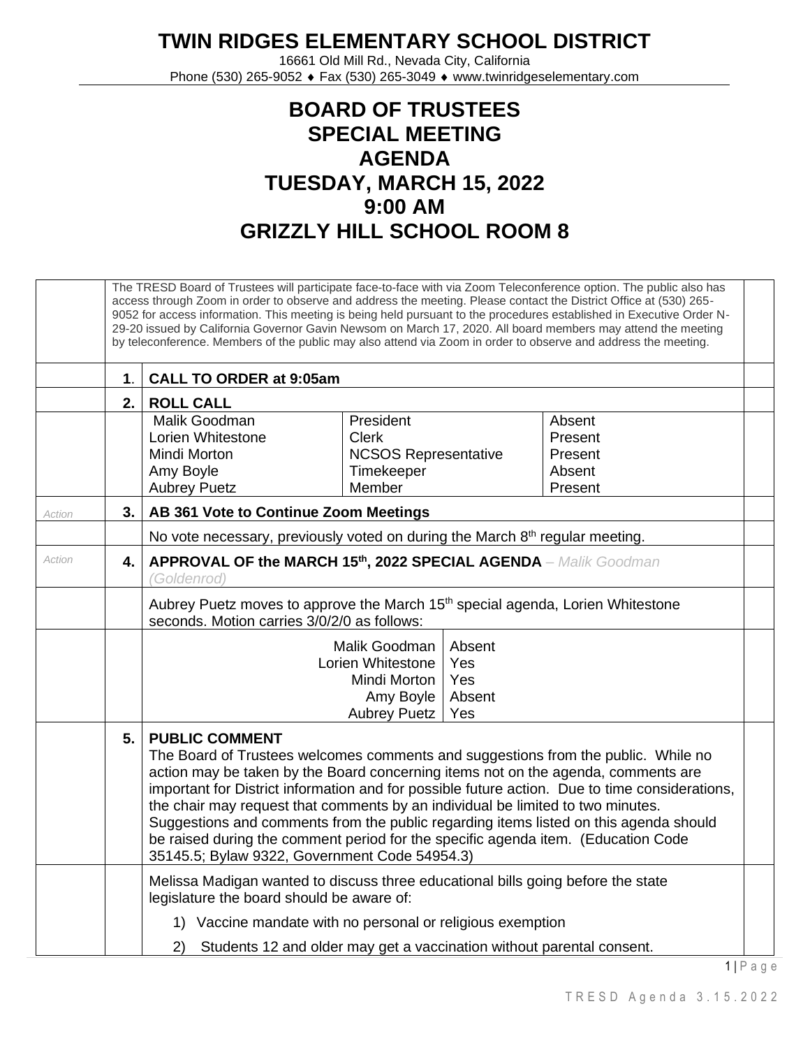# TWIN RIDGES ELEMENTARY SCHOOL DISTRICT

16661 Old Mill Rd., Nevada City, California
Phone (530) 265-9052 ♦ Fax (530) 265-3049 ♦ www.twinridgeselementary.com

# BOARD OF TRUSTEES
# SPECIAL MEETING
# AGENDA
# TUESDAY, MARCH 15, 2022
# 9:00 AM
# GRIZZLY HILL SCHOOL ROOM 8

The TRESD Board of Trustees will participate face-to-face with via Zoom Teleconference option. The public also has access through Zoom in order to observe and address the meeting. Please contact the District Office at (530) 265-9052 for access information. This meeting is being held pursuant to the procedures established in Executive Order N-29-20 issued by California Governor Gavin Newsom on March 17, 2020. All board members may attend the meeting by teleconference. Members of the public may also attend via Zoom in order to observe and address the meeting.

**1. CALL TO ORDER at 9:05am**

**2. ROLL CALL**

| | | |
|---|---|---|
| Malik Goodman | President | Absent |
| Lorien Whitestone | Clerk | Present |
| Mindi Morton | NCSOS Representative | Present |
| Amy Boyle | Timekeeper | Absent |
| Aubrey Puetz | Member | Present |

*Action* **3. AB 361 Vote to Continue Zoom Meetings**

No vote necessary, previously voted on during the March 8th regular meeting.

*Action* **4. APPROVAL OF the MARCH 15th, 2022 SPECIAL AGENDA** – *Malik Goodman (Goldenrod)*

Aubrey Puetz moves to approve the March 15th special agenda, Lorien Whitestone seconds. Motion carries 3/0/2/0 as follows:

| | |
|---|---|
| Malik Goodman | Absent |
| Lorien Whitestone | Yes |
| Mindi Morton | Yes |
| Amy Boyle | Absent |
| Aubrey Puetz | Yes |

**5. PUBLIC COMMENT**
The Board of Trustees welcomes comments and suggestions from the public. While no action may be taken by the Board concerning items not on the agenda, comments are important for District information and for possible future action. Due to time considerations, the chair may request that comments by an individual be limited to two minutes. Suggestions and comments from the public regarding items listed on this agenda should be raised during the comment period for the specific agenda item. (Education Code 35145.5; Bylaw 9322, Government Code 54954.3)

Melissa Madigan wanted to discuss three educational bills going before the state legislature the board should be aware of:

1) Vaccine mandate with no personal or religious exemption
2) Students 12 and older may get a vaccination without parental consent.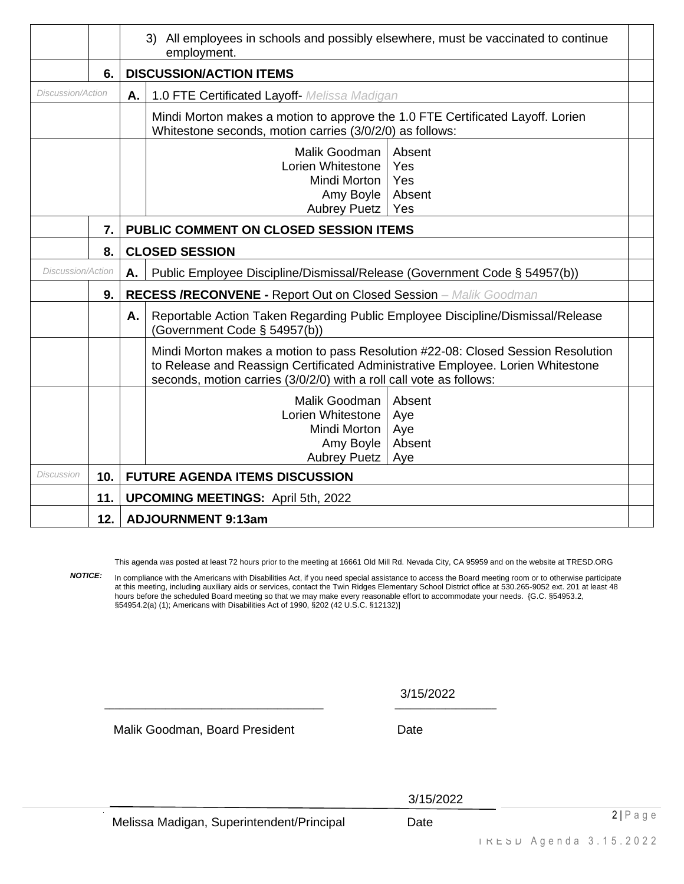| | | | | | |
|---|---|---|---|---|---|
| | | 3) All employees in schools and possibly elsewhere, must be vaccinated to continue employment. | | | |
| | **6.** | **DISCUSSION/ACTION ITEMS** | | | |
| *Discussion/Action* | | **A.** | 1.0 FTE Certificated Layoff- *Melissa Madigan* | | |
| | | | Mindi Morton makes a motion to approve the 1.0 FTE Certificated Layoff. Lorien Whitestone seconds, motion carries (3/0/2/0) as follows: | | |
| | | | Malik Goodman<br>Lorien Whitestone<br>Mindi Morton<br>Amy Boyle<br>Aubrey Puetz | Absent<br>Yes<br>Yes<br>Absent<br>Yes | |
| | **7.** | **PUBLIC COMMENT ON CLOSED SESSION ITEMS** | | | |
| | **8.** | **CLOSED SESSION** | | | |
| *Discussion/Action* | | **A.** | Public Employee Discipline/Dismissal/Release (Government Code § 54957(b)) | | |
| | **9.** | **RECESS /RECONVENE -** Report Out on Closed Session *– Malik Goodman* | | | |
| | | **A.** | Reportable Action Taken Regarding Public Employee Discipline/Dismissal/Release (Government Code § 54957(b)) | | |
| | | | Mindi Morton makes a motion to pass Resolution #22-08: Closed Session Resolution to Release and Reassign Certificated Administrative Employee. Lorien Whitestone seconds, motion carries (3/0/2/0) with a roll call vote as follows: | | |
| | | | Malik Goodman<br>Lorien Whitestone<br>Mindi Morton<br>Amy Boyle<br>Aubrey Puetz | Absent<br>Aye<br>Aye<br>Absent<br>Aye | |
| *Discussion* | **10.** | **FUTURE AGENDA ITEMS DISCUSSION** | | | |
| | **11.** | **UPCOMING MEETINGS:** April 5th, 2022 | | | |
| | **12.** | **ADJOURNMENT 9:13am** | | | |

This agenda was posted at least 72 hours prior to the meeting at 16661 Old Mill Rd. Nevada City, CA 95959 and on the website at TRESD.ORG

***NOTICE:*** In compliance with the Americans with Disabilities Act, if you need special assistance to access the Board meeting room or to otherwise participate at this meeting, including auxiliary aids or services, contact the Twin Ridges Elementary School District office at 530.265-9052 ext. 201 at least 48 hours before the scheduled Board meeting so that we may make every reasonable effort to accommodate your needs. {G.C. §54953.2, §54954.2(a) (1); Americans with Disabilities Act of 1990, §202 (42 U.S.C. §12132)]

_______________________________ 3/15/2022

Malik Goodman, Board President Date

_______________________________ 3/15/2022

Melissa Madigan, Superintendent/Principal Date